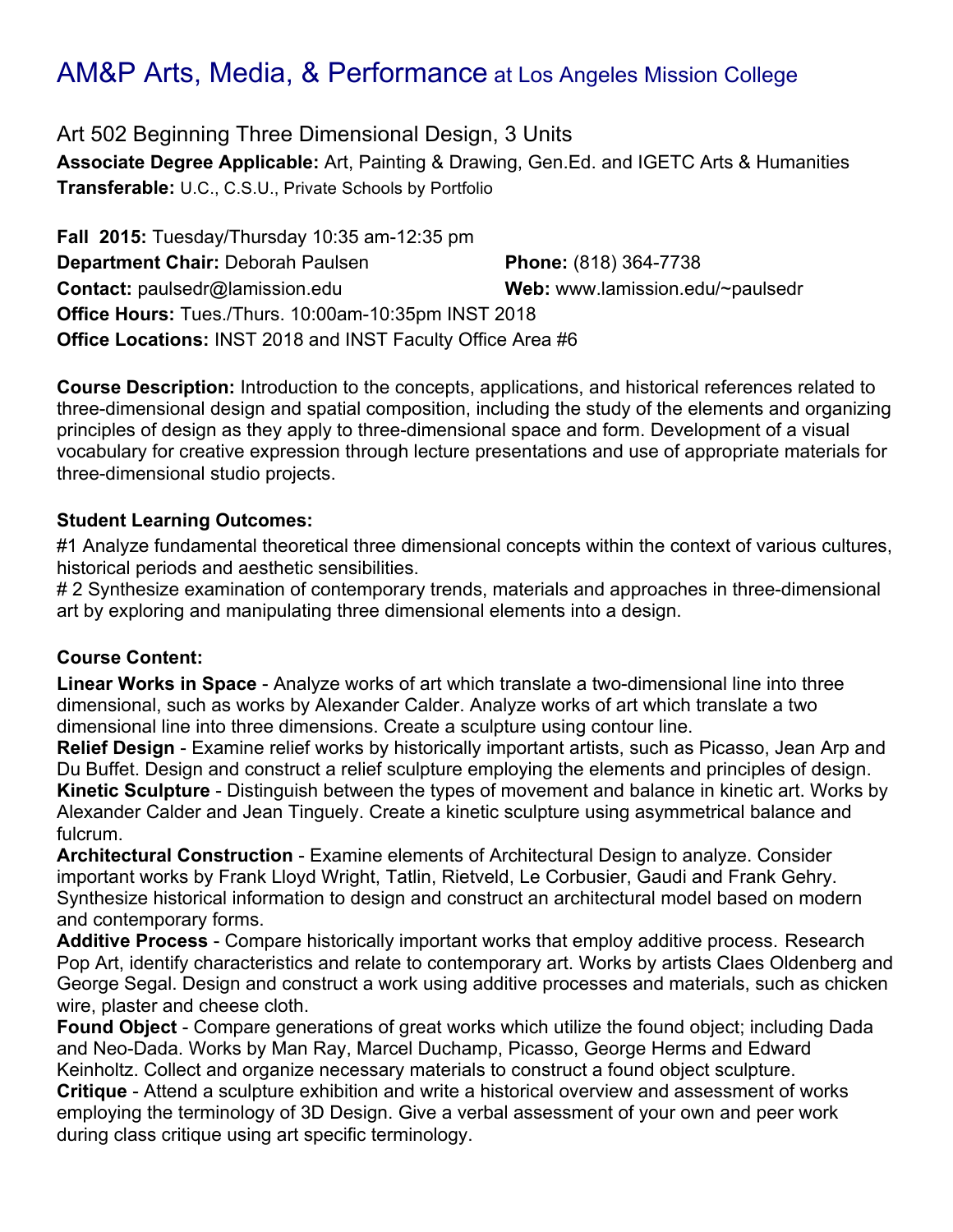# AM&P Arts, Media, & Performance at Los Angeles Mission College

## Art 502 Beginning Three Dimensional Design, 3 Units

**Associate Degree Applicable:** Art, Painting & Drawing, Gen.Ed. and IGETC Arts & Humanities
**Transferable:** U.C., C.S.U., Private Schools by Portfolio

**Fall 2015:** Tuesday/Thursday 10:35 am-12:35 pm
**Department Chair:** Deborah Paulsen **Phone:** (818) 364-7738
**Contact:** paulsedr@lamission.edu **Web:** www.lamission.edu/~paulsedr
**Office Hours:** Tues./Thurs. 10:00am-10:35pm INST 2018
**Office Locations:** INST 2018 and INST Faculty Office Area #6

**Course Description:** Introduction to the concepts, applications, and historical references related to three-dimensional design and spatial composition, including the study of the elements and organizing principles of design as they apply to three-dimensional space and form. Development of a visual vocabulary for creative expression through lecture presentations and use of appropriate materials for three-dimensional studio projects.

**Student Learning Outcomes:**

#1 Analyze fundamental theoretical three dimensional concepts within the context of various cultures, historical periods and aesthetic sensibilities.
# 2 Synthesize examination of contemporary trends, materials and approaches in three-dimensional art by exploring and manipulating three dimensional elements into a design.

**Course Content:**

**Linear Works in Space** - Analyze works of art which translate a two-dimensional line into three dimensional, such as works by Alexander Calder. Analyze works of art which translate a two dimensional line into three dimensions. Create a sculpture using contour line.
**Relief Design** - Examine relief works by historically important artists, such as Picasso, Jean Arp and Du Buffet. Design and construct a relief sculpture employing the elements and principles of design.
**Kinetic Sculpture** - Distinguish between the types of movement and balance in kinetic art. Works by Alexander Calder and Jean Tinguely. Create a kinetic sculpture using asymmetrical balance and fulcrum.
**Architectural Construction** - Examine elements of Architectural Design to analyze. Consider important works by Frank Lloyd Wright, Tatlin, Rietveld, Le Corbusier, Gaudi and Frank Gehry. Synthesize historical information to design and construct an architectural model based on modern and contemporary forms.
**Additive Process** - Compare historically important works that employ additive process. Research Pop Art, identify characteristics and relate to contemporary art. Works by artists Claes Oldenberg and George Segal. Design and construct a work using additive processes and materials, such as chicken wire, plaster and cheese cloth.
**Found Object** - Compare generations of great works which utilize the found object; including Dada and Neo-Dada. Works by Man Ray, Marcel Duchamp, Picasso, George Herms and Edward Keinholtz. Collect and organize necessary materials to construct a found object sculpture.
**Critique** - Attend a sculpture exhibition and write a historical overview and assessment of works employing the terminology of 3D Design. Give a verbal assessment of your own and peer work during class critique using art specific terminology.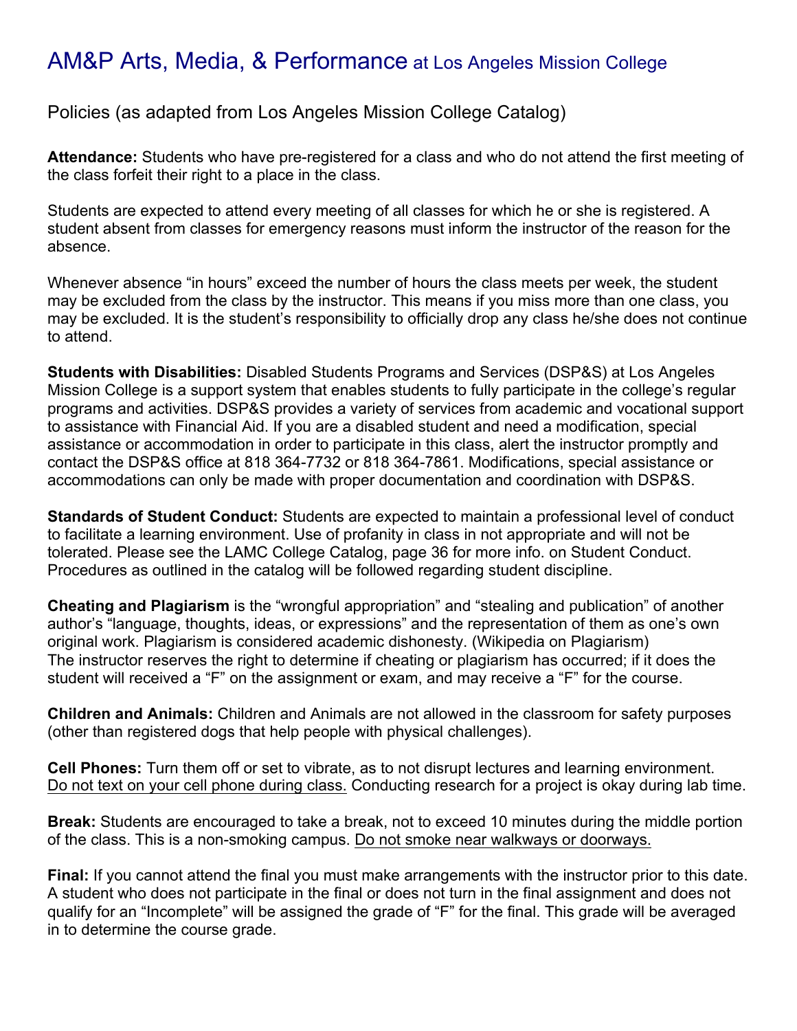# AM&P Arts, Media, & Performance at Los Angeles Mission College

Policies (as adapted from Los Angeles Mission College Catalog)

**Attendance:** Students who have pre-registered for a class and who do not attend the first meeting of the class forfeit their right to a place in the class.

Students are expected to attend every meeting of all classes for which he or she is registered. A student absent from classes for emergency reasons must inform the instructor of the reason for the absence.

Whenever absence "in hours" exceed the number of hours the class meets per week, the student may be excluded from the class by the instructor. This means if you miss more than one class, you may be excluded. It is the student's responsibility to officially drop any class he/she does not continue to attend.

**Students with Disabilities:** Disabled Students Programs and Services (DSP&S) at Los Angeles Mission College is a support system that enables students to fully participate in the college's regular programs and activities. DSP&S provides a variety of services from academic and vocational support to assistance with Financial Aid. If you are a disabled student and need a modification, special assistance or accommodation in order to participate in this class, alert the instructor promptly and contact the DSP&S office at 818 364-7732 or 818 364-7861. Modifications, special assistance or accommodations can only be made with proper documentation and coordination with DSP&S.

**Standards of Student Conduct:** Students are expected to maintain a professional level of conduct to facilitate a learning environment. Use of profanity in class in not appropriate and will not be tolerated. Please see the LAMC College Catalog, page 36 for more info. on Student Conduct. Procedures as outlined in the catalog will be followed regarding student discipline.

**Cheating and Plagiarism** is the "wrongful appropriation" and "stealing and publication" of another author's "language, thoughts, ideas, or expressions" and the representation of them as one's own original work. Plagiarism is considered academic dishonesty. (Wikipedia on Plagiarism)
The instructor reserves the right to determine if cheating or plagiarism has occurred; if it does the student will received a "F" on the assignment or exam, and may receive a "F" for the course.

**Children and Animals:** Children and Animals are not allowed in the classroom for safety purposes (other than registered dogs that help people with physical challenges).

**Cell Phones:** Turn them off or set to vibrate, as to not disrupt lectures and learning environment. <u>Do not text on your cell phone during class.</u> Conducting research for a project is okay during lab time.

**Break:** Students are encouraged to take a break, not to exceed 10 minutes during the middle portion of the class. This is a non-smoking campus. <u>Do not smoke near walkways or doorways.</u>

**Final:** If you cannot attend the final you must make arrangements with the instructor prior to this date. A student who does not participate in the final or does not turn in the final assignment and does not qualify for an "Incomplete" will be assigned the grade of "F" for the final. This grade will be averaged in to determine the course grade.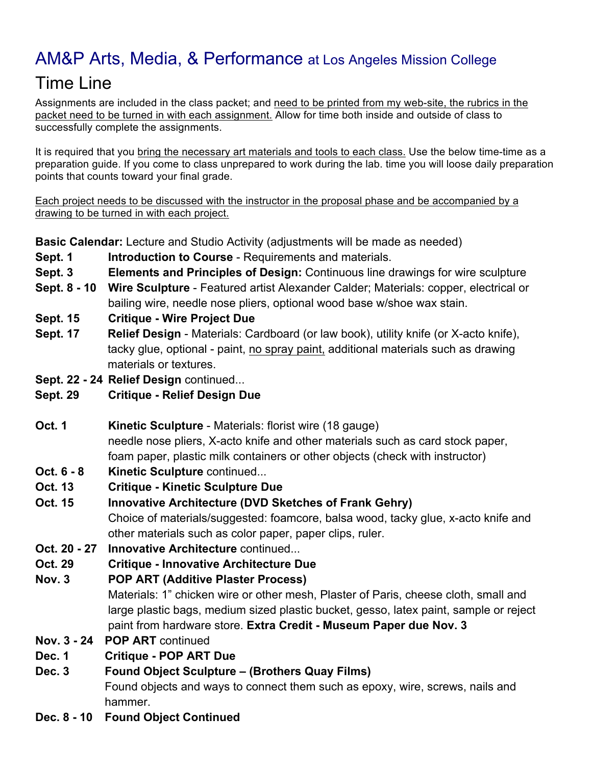# AM&P Arts, Media, & Performance at Los Angeles Mission College

## Time Line

Assignments are included in the class packet; and need to be printed from my web-site, the rubrics in the packet need to be turned in with each assignment. Allow for time both inside and outside of class to successfully complete the assignments.

It is required that you bring the necessary art materials and tools to each class. Use the below time-time as a preparation guide. If you come to class unprepared to work during the lab. time you will loose daily preparation points that counts toward your final grade.

Each project needs to be discussed with the instructor in the proposal phase and be accompanied by a drawing to be turned in with each project.

**Basic Calendar:** Lecture and Studio Activity (adjustments will be made as needed)

**Sept. 1** **Introduction to Course** - Requirements and materials.

**Sept. 3** **Elements and Principles of Design:** Continuous line drawings for wire sculpture

**Sept. 8 - 10** **Wire Sculpture** - Featured artist Alexander Calder; Materials: copper, electrical or bailing wire, needle nose pliers, optional wood base w/shoe wax stain.

**Sept. 15** **Critique - Wire Project Due**

**Sept. 17** **Relief Design** - Materials: Cardboard (or law book), utility knife (or X-acto knife), tacky glue, optional - paint, no spray paint, additional materials such as drawing materials or textures.

**Sept. 22 - 24** **Relief Design** continued...

**Sept. 29** **Critique - Relief Design Due**

**Oct. 1** **Kinetic Sculpture** - Materials: florist wire (18 gauge) needle nose pliers, X-acto knife and other materials such as card stock paper, foam paper, plastic milk containers or other objects (check with instructor)

**Oct. 6 - 8** **Kinetic Sculpture** continued...

**Oct. 13** **Critique - Kinetic Sculpture Due**

**Oct. 15** **Innovative Architecture (DVD Sketches of Frank Gehry)** Choice of materials/suggested: foamcore, balsa wood, tacky glue, x-acto knife and other materials such as color paper, paper clips, ruler.

**Oct. 20 - 27** **Innovative Architecture** continued...

**Oct. 29** **Critique - Innovative Architecture Due**

**Nov. 3** **POP ART (Additive Plaster Process)** Materials: 1" chicken wire or other mesh, Plaster of Paris, cheese cloth, small and large plastic bags, medium sized plastic bucket, gesso, latex paint, sample or reject paint from hardware store. **Extra Credit - Museum Paper due Nov. 3**

**Nov. 3 - 24** **POP ART** continued

**Dec. 1** **Critique - POP ART Due**

**Dec. 3** **Found Object Sculpture – (Brothers Quay Films)** Found objects and ways to connect them such as epoxy, wire, screws, nails and hammer.

**Dec. 8 - 10** **Found Object Continued**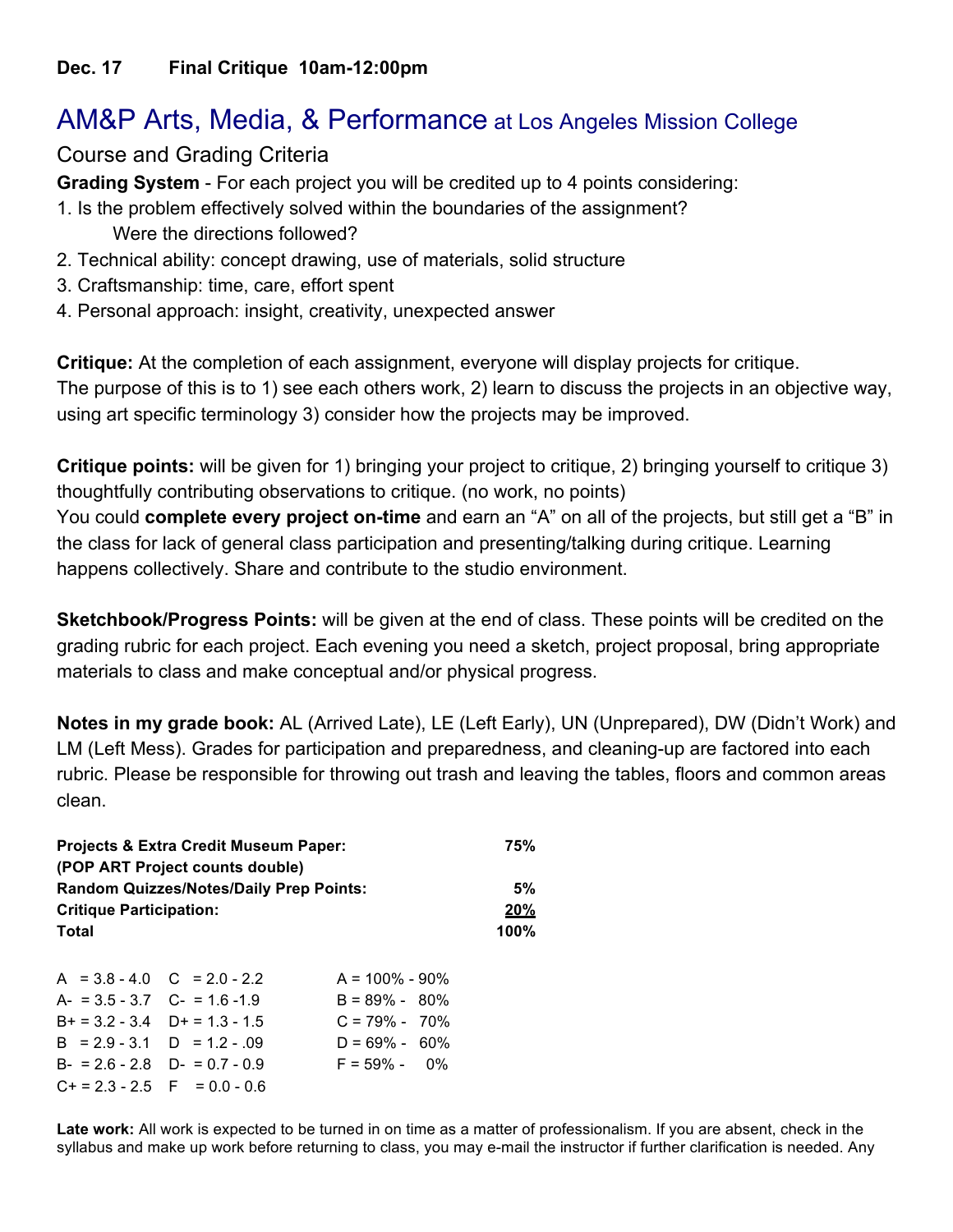**Dec. 17 Final Critique 10am-12:00pm**

# AM&P Arts, Media, & Performance at Los Angeles Mission College

## Course and Grading Criteria

**Grading System** - For each project you will be credited up to 4 points considering:

1. Is the problem effectively solved within the boundaries of the assignment?
   Were the directions followed?
2. Technical ability: concept drawing, use of materials, solid structure
3. Craftsmanship: time, care, effort spent
4. Personal approach: insight, creativity, unexpected answer

**Critique:** At the completion of each assignment, everyone will display projects for critique. The purpose of this is to 1) see each others work, 2) learn to discuss the projects in an objective way, using art specific terminology 3) consider how the projects may be improved.

**Critique points:** will be given for 1) bringing your project to critique, 2) bringing yourself to critique 3) thoughtfully contributing observations to critique. (no work, no points)
You could **complete every project on-time** and earn an "A" on all of the projects, but still get a "B" in the class for lack of general class participation and presenting/talking during critique. Learning happens collectively. Share and contribute to the studio environment.

**Sketchbook/Progress Points:** will be given at the end of class. These points will be credited on the grading rubric for each project. Each evening you need a sketch, project proposal, bring appropriate materials to class and make conceptual and/or physical progress.

**Notes in my grade book:** AL (Arrived Late), LE (Left Early), UN (Unprepared), DW (Didn't Work) and LM (Left Mess). Grades for participation and preparedness, and cleaning-up are factored into each rubric. Please be responsible for throwing out trash and leaving the tables, floors and common areas clean.

| | |
|---|---|
| **Projects & Extra Credit Museum Paper:** | **75%** |
| **(POP ART Project counts double)** | |
| **Random Quizzes/Notes/Daily Prep Points:** | **5%** |
| **Critique Participation:** | **20%** |
| **Total** | **100%** |

| | | |
|---|---|---|
| A = 3.8 - 4.0 | C = 2.0 - 2.2 | A = 100% - 90% |
| A- = 3.5 - 3.7 | C- = 1.6 -1.9 | B = 89% - 80% |
| B+ = 3.2 - 3.4 | D+ = 1.3 - 1.5 | C = 79% - 70% |
| B = 2.9 - 3.1 | D = 1.2 - .09 | D = 69% - 60% |
| B- = 2.6 - 2.8 | D- = 0.7 - 0.9 | F = 59% - 0% |
| C+ = 2.3 - 2.5 | F = 0.0 - 0.6 | |

**Late work:** All work is expected to be turned in on time as a matter of professionalism. If you are absent, check in the syllabus and make up work before returning to class, you may e-mail the instructor if further clarification is needed. Any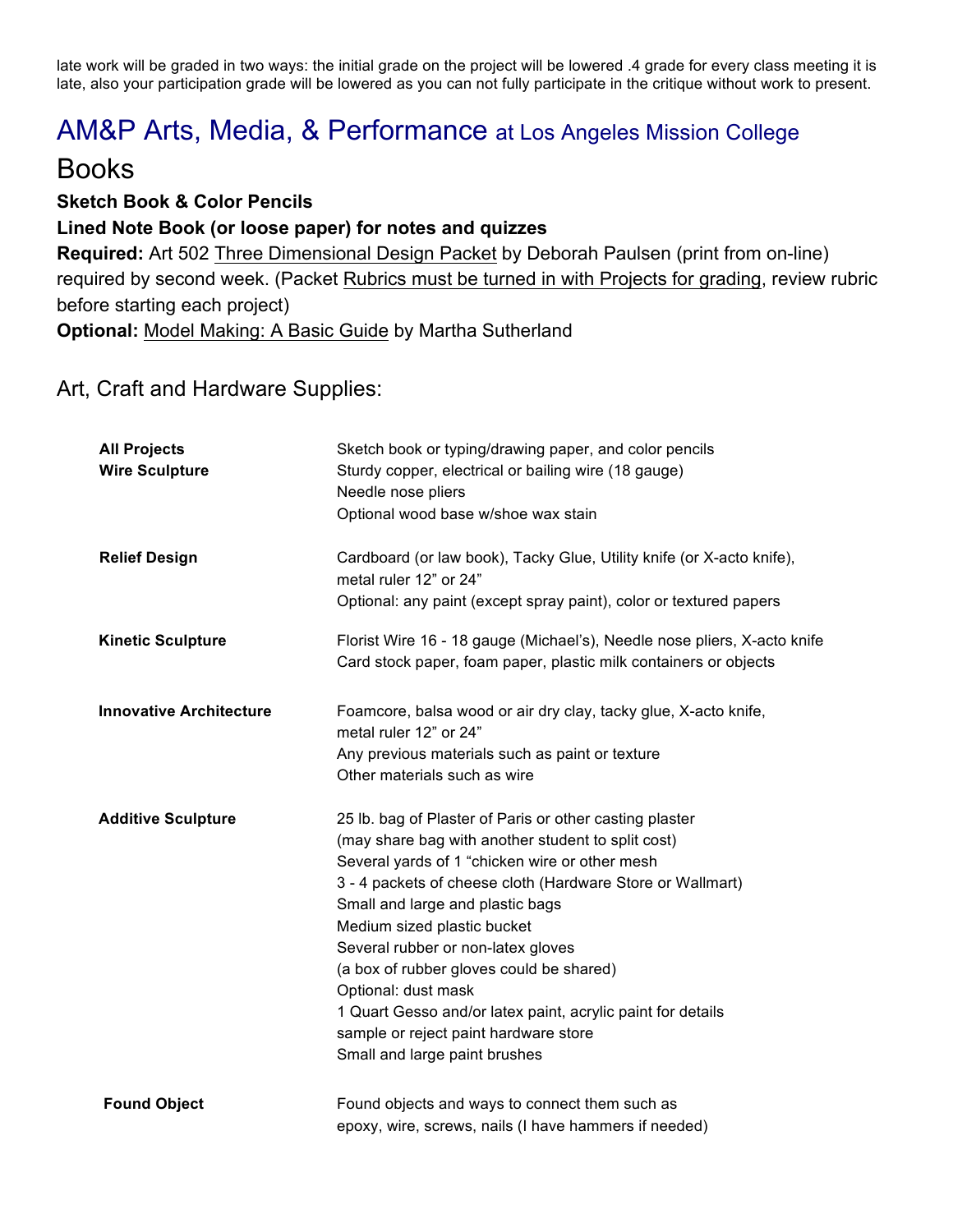late work will be graded in two ways: the initial grade on the project will be lowered .4 grade for every class meeting it is late, also your participation grade will be lowered as you can not fully participate in the critique without work to present.

# AM&P Arts, Media, & Performance at Los Angeles Mission College

## Books

**Sketch Book & Color Pencils**

**Lined Note Book (or loose paper) for notes and quizzes**

**Required:** Art 502 Three Dimensional Design Packet by Deborah Paulsen (print from on-line) required by second week. (Packet Rubrics must be turned in with Projects for grading, review rubric before starting each project)

**Optional:** Model Making: A Basic Guide by Martha Sutherland

### Art, Craft and Hardware Supplies:

| | |
|---|---|
| **All Projects** | Sketch book or typing/drawing paper, and color pencils |
| **Wire Sculpture** | Sturdy copper, electrical or bailing wire (18 gauge)<br>Needle nose pliers<br>Optional wood base w/shoe wax stain |
| **Relief Design** | Cardboard (or law book), Tacky Glue, Utility knife (or X-acto knife), metal ruler 12" or 24"<br>Optional: any paint (except spray paint), color or textured papers |
| **Kinetic Sculpture** | Florist Wire 16 - 18 gauge (Michael's), Needle nose pliers, X-acto knife<br>Card stock paper, foam paper, plastic milk containers or objects |
| **Innovative Architecture** | Foamcore, balsa wood or air dry clay, tacky glue, X-acto knife, metal ruler 12" or 24"<br>Any previous materials such as paint or texture<br>Other materials such as wire |
| **Additive Sculpture** | 25 lb. bag of Plaster of Paris or other casting plaster<br>(may share bag with another student to split cost)<br>Several yards of 1 "chicken wire or other mesh<br>3 - 4 packets of cheese cloth (Hardware Store or Wallmart)<br>Small and large and plastic bags<br>Medium sized plastic bucket<br>Several rubber or non-latex gloves<br>(a box of rubber gloves could be shared)<br>Optional: dust mask<br>1 Quart Gesso and/or latex paint, acrylic paint for details<br>sample or reject paint hardware store<br>Small and large paint brushes |
| **Found Object** | Found objects and ways to connect them such as epoxy, wire, screws, nails (I have hammers if needed) |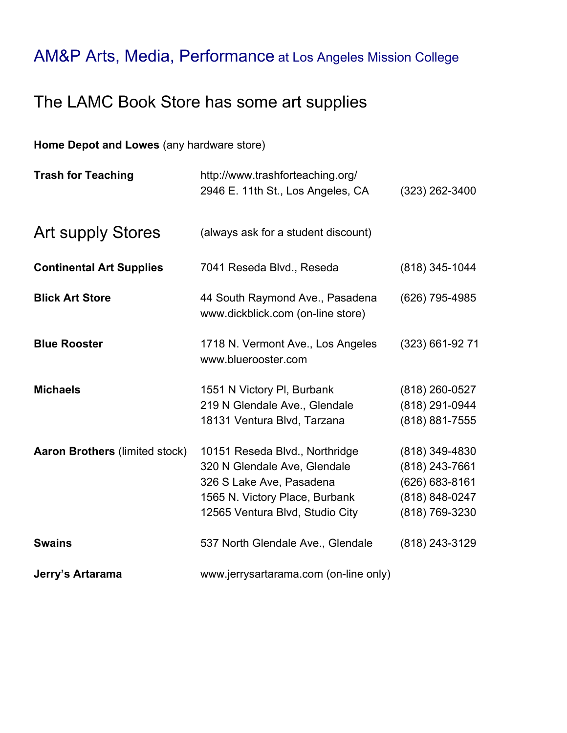# AM&P Arts, Media, Performance at Los Angeles Mission College

## The LAMC Book Store has some art supplies

**Home Depot and Lowes** (any hardware store)

| | | |
|---|---|---|
| **Trash for Teaching** | http://www.trashforteaching.org/<br>2946 E. 11th St., Los Angeles, CA | (323) 262-3400 |

## Art supply Stores

(always ask for a student discount)

| | | |
|---|---|---|
| **Continental Art Supplies** | 7041 Reseda Blvd., Reseda | (818) 345-1044 |
| **Blick Art Store** | 44 South Raymond Ave., Pasadena<br>www.dickblick.com (on-line store) | (626) 795-4985 |
| **Blue Rooster** | 1718 N. Vermont Ave., Los Angeles<br>www.bluerooster.com | (323) 661-92 71 |
| **Michaels** | 1551 N Victory Pl, Burbank<br>219 N Glendale Ave., Glendale<br>18131 Ventura Blvd, Tarzana | (818) 260-0527<br>(818) 291-0944<br>(818) 881-7555 |
| **Aaron Brothers** (limited stock) | 10151 Reseda Blvd., Northridge<br>320 N Glendale Ave, Glendale<br>326 S Lake Ave, Pasadena<br>1565 N. Victory Place, Burbank<br>12565 Ventura Blvd, Studio City | (818) 349-4830<br>(818) 243-7661<br>(626) 683-8161<br>(818) 848-0247<br>(818) 769-3230 |
| **Swains** | 537 North Glendale Ave., Glendale | (818) 243-3129 |
| **Jerry's Artarama** | www.jerrysartarama.com (on-line only) | |